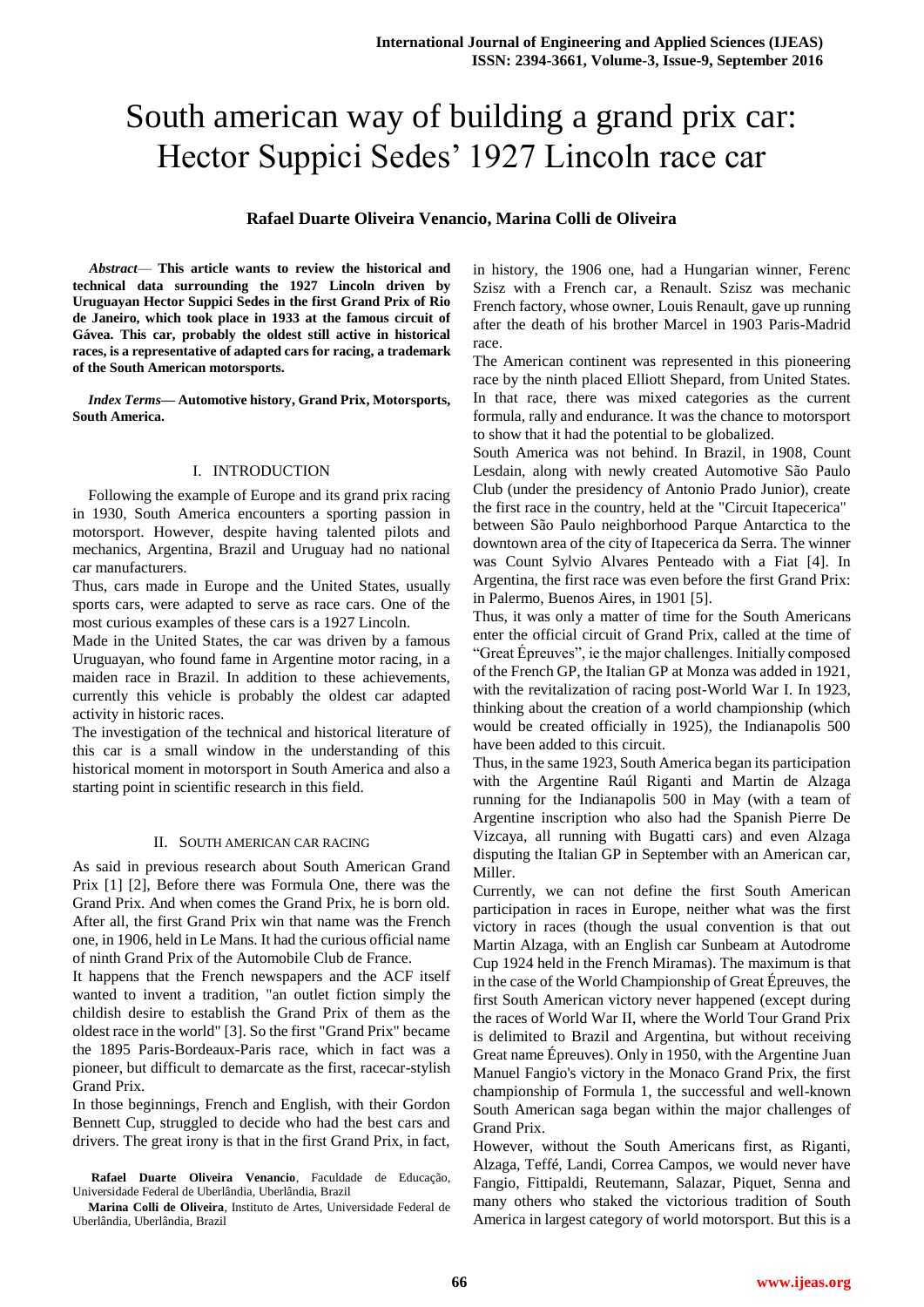# South american way of building a grand prix car: Hector Suppici Sedes' 1927 Lincoln race car

**Rafael Duarte Oliveira Venancio, Marina Colli de Oliveira**

***Abstract*— This article wants to review the historical and technical data surrounding the 1927 Lincoln driven by Uruguayan Hector Suppici Sedes in the first Grand Prix of Rio de Janeiro, which took place in 1933 at the famous circuit of Gávea. This car, probably the oldest still active in historical races, is a representative of adapted cars for racing, a trademark of the South American motorsports.**

***Index Terms*— Automotive history, Grand Prix, Motorsports, South America.**

## I. INTRODUCTION

Following the example of Europe and its grand prix racing in 1930, South America encounters a sporting passion in motorsport. However, despite having talented pilots and mechanics, Argentina, Brazil and Uruguay had no national car manufacturers.

Thus, cars made in Europe and the United States, usually sports cars, were adapted to serve as race cars. One of the most curious examples of these cars is a 1927 Lincoln.

Made in the United States, the car was driven by a famous Uruguayan, who found fame in Argentine motor racing, in a maiden race in Brazil. In addition to these achievements, currently this vehicle is probably the oldest car adapted activity in historic races.

The investigation of the technical and historical literature of this car is a small window in the understanding of this historical moment in motorsport in South America and also a starting point in scientific research in this field.

## II. SOUTH AMERICAN CAR RACING

As said in previous research about South American Grand Prix [1] [2], Before there was Formula One, there was the Grand Prix. And when comes the Grand Prix, he is born old. After all, the first Grand Prix win that name was the French one, in 1906, held in Le Mans. It had the curious official name of ninth Grand Prix of the Automobile Club de France.

It happens that the French newspapers and the ACF itself wanted to invent a tradition, "an outlet fiction simply the childish desire to establish the Grand Prix of them as the oldest race in the world" [3]. So the first "Grand Prix" became the 1895 Paris-Bordeaux-Paris race, which in fact was a pioneer, but difficult to demarcate as the first, racecar-stylish Grand Prix.

In those beginnings, French and English, with their Gordon Bennett Cup, struggled to decide who had the best cars and drivers. The great irony is that in the first Grand Prix, in fact, in history, the 1906 one, had a Hungarian winner, Ferenc Szisz with a French car, a Renault. Szisz was mechanic French factory, whose owner, Louis Renault, gave up running after the death of his brother Marcel in 1903 Paris-Madrid race.

The American continent was represented in this pioneering race by the ninth placed Elliott Shepard, from United States. In that race, there was mixed categories as the current formula, rally and endurance. It was the chance to motorsport to show that it had the potential to be globalized.

South America was not behind. In Brazil, in 1908, Count Lesdain, along with newly created Automotive São Paulo Club (under the presidency of Antonio Prado Junior), create the first race in the country, held at the "Circuit Itapecerica" between São Paulo neighborhood Parque Antarctica to the downtown area of the city of Itapecerica da Serra. The winner was Count Sylvio Alvares Penteado with a Fiat [4]. In Argentina, the first race was even before the first Grand Prix: in Palermo, Buenos Aires, in 1901 [5].

Thus, it was only a matter of time for the South Americans enter the official circuit of Grand Prix, called at the time of "Great Épreuves", ie the major challenges. Initially composed of the French GP, the Italian GP at Monza was added in 1921, with the revitalization of racing post-World War I. In 1923, thinking about the creation of a world championship (which would be created officially in 1925), the Indianapolis 500 have been added to this circuit.

Thus, in the same 1923, South America began its participation with the Argentine Raúl Riganti and Martin de Alzaga running for the Indianapolis 500 in May (with a team of Argentine inscription who also had the Spanish Pierre De Vizcaya, all running with Bugatti cars) and even Alzaga disputing the Italian GP in September with an American car, Miller.

Currently, we can not define the first South American participation in races in Europe, neither what was the first victory in races (though the usual convention is that out Martin Alzaga, with an English car Sunbeam at Autodrome Cup 1924 held in the French Miramas). The maximum is that in the case of the World Championship of Great Épreuves, the first South American victory never happened (except during the races of World War II, where the World Tour Grand Prix is delimited to Brazil and Argentina, but without receiving Great name Épreuves). Only in 1950, with the Argentine Juan Manuel Fangio's victory in the Monaco Grand Prix, the first championship of Formula 1, the successful and well-known South American saga began within the major challenges of Grand Prix.

However, without the South Americans first, as Riganti, Alzaga, Teffé, Landi, Correa Campos, we would never have Fangio, Fittipaldi, Reutemann, Salazar, Piquet, Senna and many others who staked the victorious tradition of South America in largest category of world motorsport. But this is a

**Rafael Duarte Oliveira Venancio**, Faculdade de Educação, Universidade Federal de Uberlândia, Uberlândia, Brazil

**Marina Colli de Oliveira**, Instituto de Artes, Universidade Federal de Uberlândia, Uberlândia, Brazil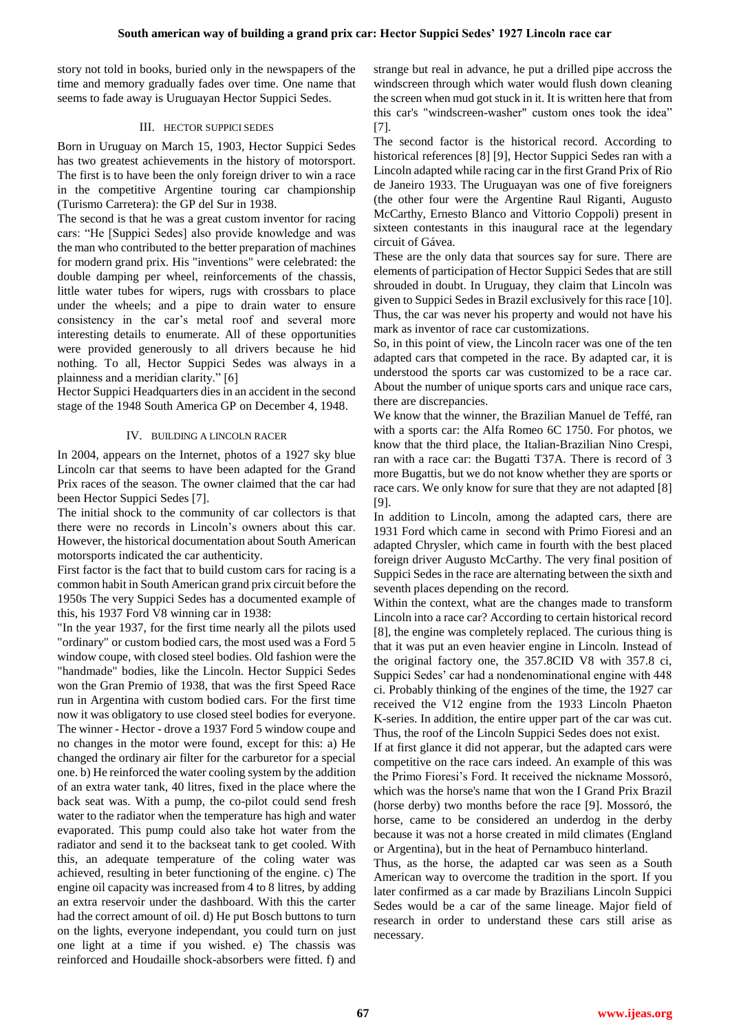story not told in books, buried only in the newspapers of the time and memory gradually fades over time. One name that seems to fade away is Uruguayan Hector Suppici Sedes.

## III. Hector Suppici Sedes

Born in Uruguay on March 15, 1903, Hector Suppici Sedes has two greatest achievements in the history of motorsport. The first is to have been the only foreign driver to win a race in the competitive Argentine touring car championship (Turismo Carretera): the GP del Sur in 1938.

The second is that he was a great custom inventor for racing cars: "He [Suppici Sedes] also provide knowledge and was the man who contributed to the better preparation of machines for modern grand prix. His "inventions" were celebrated: the double damping per wheel, reinforcements of the chassis, little water tubes for wipers, rugs with crossbars to place under the wheels; and a pipe to drain water to ensure consistency in the car's metal roof and several more interesting details to enumerate. All of these opportunities were provided generously to all drivers because he hid nothing. To all, Hector Suppici Sedes was always in a plainness and a meridian clarity." [6]

Hector Suppici Headquarters dies in an accident in the second stage of the 1948 South America GP on December 4, 1948.

## IV. Building a Lincoln Racer

In 2004, appears on the Internet, photos of a 1927 sky blue Lincoln car that seems to have been adapted for the Grand Prix races of the season. The owner claimed that the car had been Hector Suppici Sedes [7].

The initial shock to the community of car collectors is that there were no records in Lincoln's owners about this car. However, the historical documentation about South American motorsports indicated the car authenticity.

First factor is the fact that to build custom cars for racing is a common habit in South American grand prix circuit before the 1950s The very Suppici Sedes has a documented example of this, his 1937 Ford V8 winning car in 1938:

"In the year 1937, for the first time nearly all the pilots used "ordinary" or custom bodied cars, the most used was a Ford 5 window coupe, with closed steel bodies. Old fashion were the "handmade" bodies, like the Lincoln. Hector Suppici Sedes won the Gran Premio of 1938, that was the first Speed Race run in Argentina with custom bodied cars. For the first time now it was obligatory to use closed steel bodies for everyone. The winner - Hector - drove a 1937 Ford 5 window coupe and no changes in the motor were found, except for this: a) He changed the ordinary air filter for the carburetor for a special one. b) He reinforced the water cooling system by the addition of an extra water tank, 40 litres, fixed in the place where the back seat was. With a pump, the co-pilot could send fresh water to the radiator when the temperature has high and water evaporated. This pump could also take hot water from the radiator and send it to the backseat tank to get cooled. With this, an adequate temperature of the coling water was achieved, resulting in beter functioning of the engine. c) The engine oil capacity was increased from 4 to 8 litres, by adding an extra reservoir under the dashboard. With this the carter had the correct amount of oil. d) He put Bosch buttons to turn on the lights, everyone independant, you could turn on just one light at a time if you wished. e) The chassis was reinforced and Houdaille shock-absorbers were fitted. f) and strange but real in advance, he put a drilled pipe accross the windscreen through which water would flush down cleaning the screen when mud got stuck in it. It is written here that from this car's "windscreen-washer" custom ones took the idea" [7].

The second factor is the historical record. According to historical references [8] [9], Hector Suppici Sedes ran with a Lincoln adapted while racing car in the first Grand Prix of Rio de Janeiro 1933. The Uruguayan was one of five foreigners (the other four were the Argentine Raul Riganti, Augusto McCarthy, Ernesto Blanco and Vittorio Coppoli) present in sixteen contestants in this inaugural race at the legendary circuit of Gávea.

These are the only data that sources say for sure. There are elements of participation of Hector Suppici Sedes that are still shrouded in doubt. In Uruguay, they claim that Lincoln was given to Suppici Sedes in Brazil exclusively for this race [10]. Thus, the car was never his property and would not have his mark as inventor of race car customizations.

So, in this point of view, the Lincoln racer was one of the ten adapted cars that competed in the race. By adapted car, it is understood the sports car was customized to be a race car. About the number of unique sports cars and unique race cars, there are discrepancies.

We know that the winner, the Brazilian Manuel de Teffé, ran with a sports car: the Alfa Romeo 6C 1750. For photos, we know that the third place, the Italian-Brazilian Nino Crespi, ran with a race car: the Bugatti T37A. There is record of 3 more Bugattis, but we do not know whether they are sports or race cars. We only know for sure that they are not adapted [8] [9].

In addition to Lincoln, among the adapted cars, there are 1931 Ford which came in second with Primo Fioresi and an adapted Chrysler, which came in fourth with the best placed foreign driver Augusto McCarthy. The very final position of Suppici Sedes in the race are alternating between the sixth and seventh places depending on the record.

Within the context, what are the changes made to transform Lincoln into a race car? According to certain historical record [8], the engine was completely replaced. The curious thing is that it was put an even heavier engine in Lincoln. Instead of the original factory one, the 357.8CID V8 with 357.8 ci, Suppici Sedes' car had a nondenominational engine with 448 ci. Probably thinking of the engines of the time, the 1927 car received the V12 engine from the 1933 Lincoln Phaeton K-series. In addition, the entire upper part of the car was cut. Thus, the roof of the Lincoln Suppici Sedes does not exist.

If at first glance it did not apperar, but the adapted cars were competitive on the race cars indeed. An example of this was the Primo Fioresi's Ford. It received the nickname Mossoró, which was the horse's name that won the I Grand Prix Brazil (horse derby) two months before the race [9]. Mossoró, the horse, came to be considered an underdog in the derby because it was not a horse created in mild climates (England or Argentina), but in the heat of Pernambuco hinterland.

Thus, as the horse, the adapted car was seen as a South American way to overcome the tradition in the sport. If you later confirmed as a car made by Brazilians Lincoln Suppici Sedes would be a car of the same lineage. Major field of research in order to understand these cars still arise as necessary.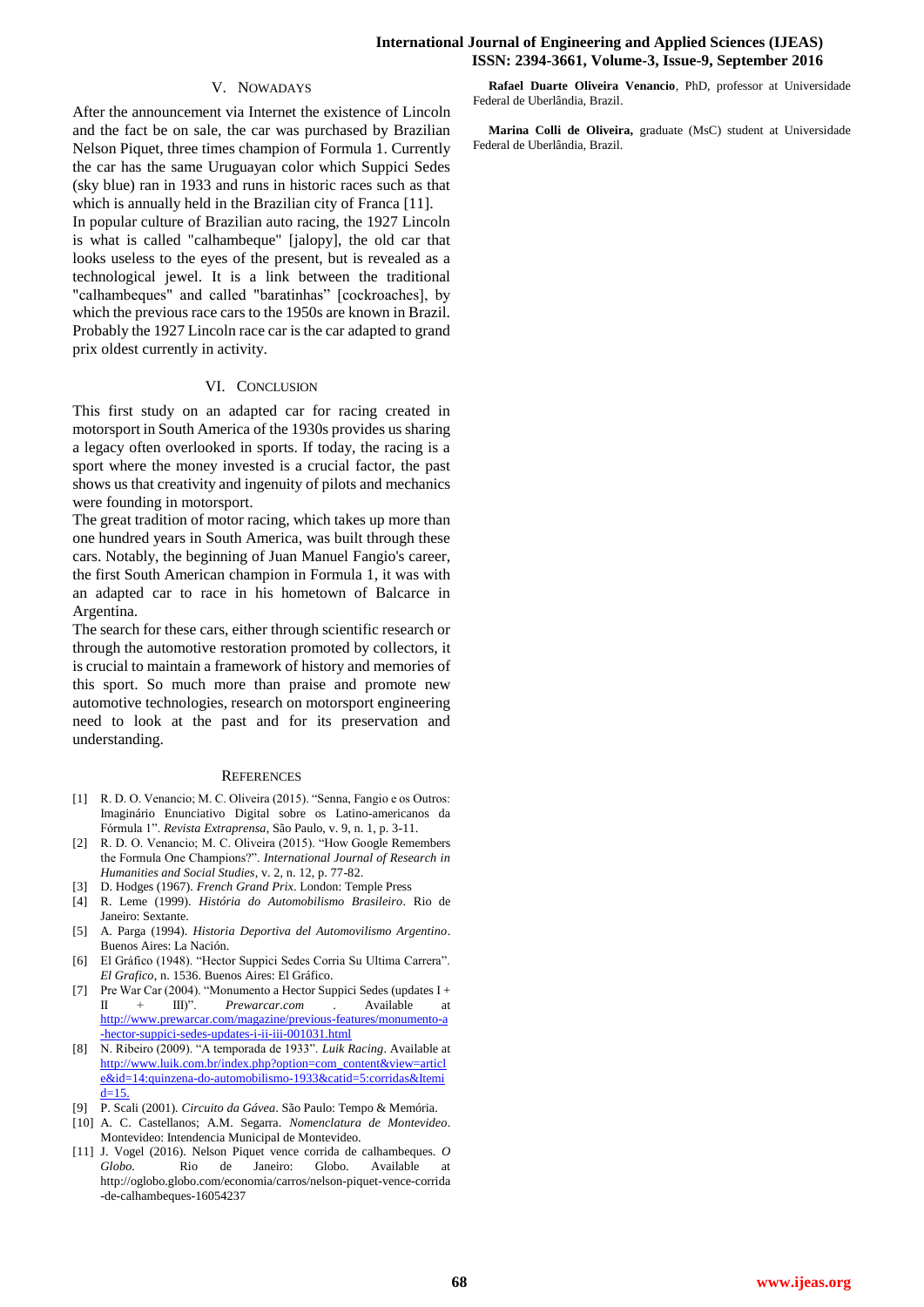## V. Nowadays

After the announcement via Internet the existence of Lincoln and the fact be on sale, the car was purchased by Brazilian Nelson Piquet, three times champion of Formula 1. Currently the car has the same Uruguayan color which Suppici Sedes (sky blue) ran in 1933 and runs in historic races such as that which is annually held in the Brazilian city of Franca [11].

In popular culture of Brazilian auto racing, the 1927 Lincoln is what is called "calhambeque" [jalopy], the old car that looks useless to the eyes of the present, but is revealed as a technological jewel. It is a link between the traditional "calhambeques" and called "baratinhas" [cockroaches], by which the previous race cars to the 1950s are known in Brazil. Probably the 1927 Lincoln race car is the car adapted to grand prix oldest currently in activity.

## VI. Conclusion

This first study on an adapted car for racing created in motorsport in South America of the 1930s provides us sharing a legacy often overlooked in sports. If today, the racing is a sport where the money invested is a crucial factor, the past shows us that creativity and ingenuity of pilots and mechanics were founding in motorsport.

The great tradition of motor racing, which takes up more than one hundred years in South America, was built through these cars. Notably, the beginning of Juan Manuel Fangio's career, the first South American champion in Formula 1, it was with an adapted car to race in his hometown of Balcarce in Argentina.

The search for these cars, either through scientific research or through the automotive restoration promoted by collectors, it is crucial to maintain a framework of history and memories of this sport. So much more than praise and promote new automotive technologies, research on motorsport engineering need to look at the past and for its preservation and understanding.

## References

[1] R. D. O. Venancio; M. C. Oliveira (2015). "Senna, Fangio e os Outros: Imaginário Enunciativo Digital sobre os Latino-americanos da Fórmula 1". *Revista Extraprensa*, São Paulo, v. 9, n. 1, p. 3-11.

[2] R. D. O. Venancio; M. C. Oliveira (2015). "How Google Remembers the Formula One Champions?". *International Journal of Research in Humanities and Social Studies*, v. 2, n. 12, p. 77-82.

[3] D. Hodges (1967). *French Grand Prix*. London: Temple Press

[4] R. Leme (1999). *História do Automobilismo Brasileiro*. Rio de Janeiro: Sextante.

[5] A. Parga (1994). *Historia Deportiva del Automovilismo Argentino*. Buenos Aires: La Nación.

[6] El Gráfico (1948). "Hector Suppici Sedes Corria Su Ultima Carrera". *El Grafico*, n. 1536. Buenos Aires: El Gráfico.

[7] Pre War Car (2004). "Monumento a Hector Suppici Sedes (updates I + II + III)". *Prewarcar.com*. Available at http://www.prewarcar.com/magazine/previous-features/monumento-a-hector-suppici-sedes-updates-i-ii-iii-001031.html

[8] N. Ribeiro (2009). "A temporada de 1933". *Luik Racing*. Available at http://www.luik.com.br/index.php?option=com_content&view=article&id=14:quinzena-do-automobilismo-1933&catid=5:corridas&Itemid=15.

[9] P. Scali (2001). *Circuito da Gávea*. São Paulo: Tempo & Memória.

[10] A. C. Castellanos; A.M. Segarra. *Nomenclatura de Montevideo*. Montevideo: Intendencia Municipal de Montevideo.

[11] J. Vogel (2016). Nelson Piquet vence corrida de calhambeques. *O Globo.* Rio de Janeiro: Globo. Available at http://oglobo.globo.com/economia/carros/nelson-piquet-vence-corrida-de-calhambeques-16054237

**Rafael Duarte Oliveira Venancio**, PhD, professor at Universidade Federal de Uberlândia, Brazil.

**Marina Colli de Oliveira,** graduate (MsC) student at Universidade Federal de Uberlândia, Brazil.